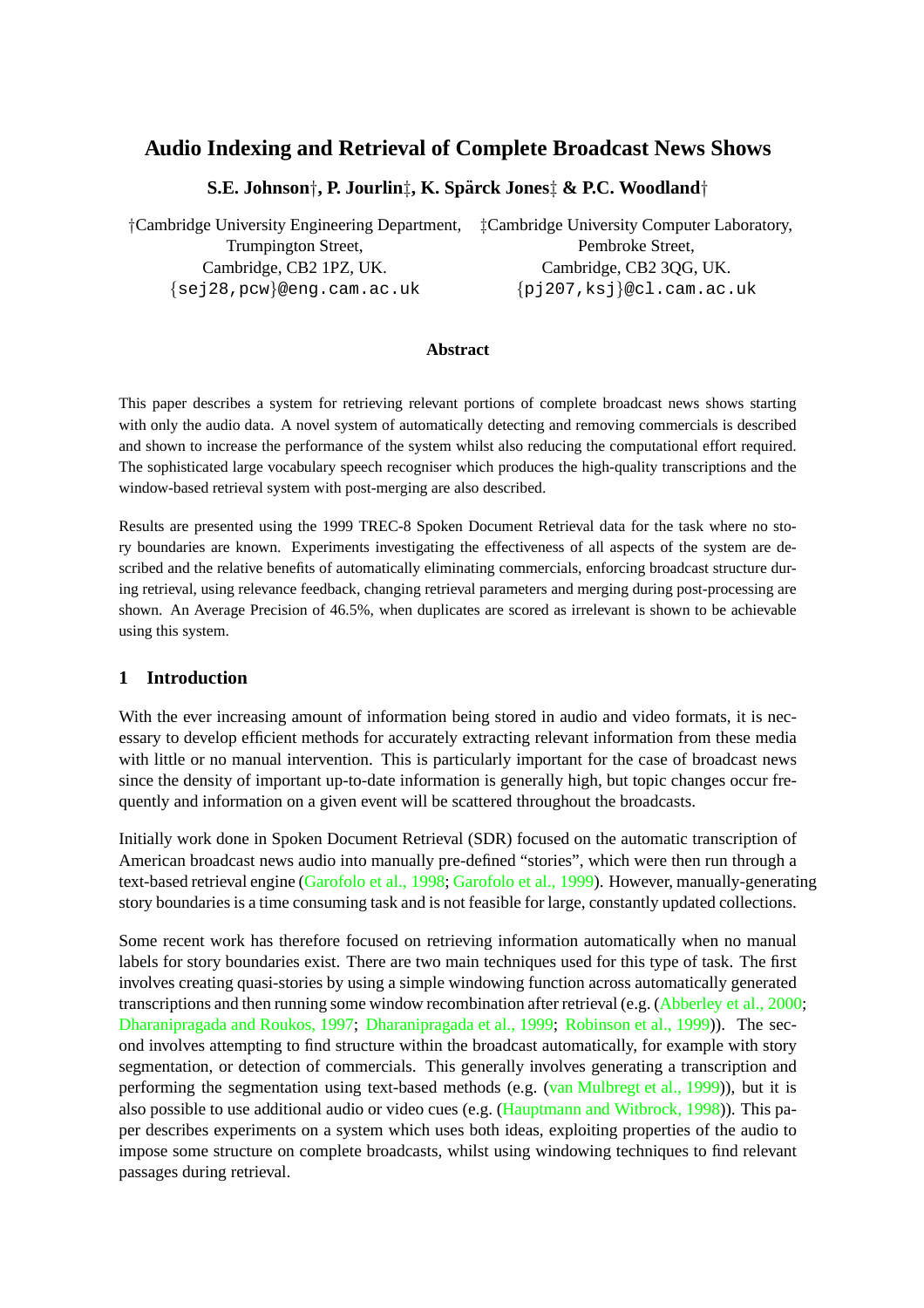# Audio Indexing and Retrieval of Complete Broadcast News Shows

**S.E. Johnson†, P. Jourlin‡, K. Spärck Jones‡ & P.C. Woodland†**

†Cambridge University Engineering Department,
Trumpington Street,
Cambridge, CB2 1PZ, UK.
{sej28,pcw}@eng.cam.ac.uk

‡Cambridge University Computer Laboratory,
Pembroke Street,
Cambridge, CB2 3QG, UK.
{pj207,ksj}@cl.cam.ac.uk

### Abstract

This paper describes a system for retrieving relevant portions of complete broadcast news shows starting with only the audio data. A novel system of automatically detecting and removing commercials is described and shown to increase the performance of the system whilst also reducing the computational effort required. The sophisticated large vocabulary speech recogniser which produces the high-quality transcriptions and the window-based retrieval system with post-merging are also described.

Results are presented using the 1999 TREC-8 Spoken Document Retrieval data for the task where no story boundaries are known. Experiments investigating the effectiveness of all aspects of the system are described and the relative benefits of automatically eliminating commercials, enforcing broadcast structure during retrieval, using relevance feedback, changing retrieval parameters and merging during post-processing are shown. An Average Precision of 46.5%, when duplicates are scored as irrelevant is shown to be achievable using this system.

## 1 Introduction

With the ever increasing amount of information being stored in audio and video formats, it is necessary to develop efficient methods for accurately extracting relevant information from these media with little or no manual intervention. This is particularly important for the case of broadcast news since the density of important up-to-date information is generally high, but topic changes occur frequently and information on a given event will be scattered throughout the broadcasts.

Initially work done in Spoken Document Retrieval (SDR) focused on the automatic transcription of American broadcast news audio into manually pre-defined "stories", which were then run through a text-based retrieval engine (Garofolo et al., 1998; Garofolo et al., 1999). However, manually-generating story boundaries is a time consuming task and is not feasible for large, constantly updated collections.

Some recent work has therefore focused on retrieving information automatically when no manual labels for story boundaries exist. There are two main techniques used for this type of task. The first involves creating quasi-stories by using a simple windowing function across automatically generated transcriptions and then running some window recombination after retrieval (e.g. (Abberley et al., 2000; Dharanipragada and Roukos, 1997; Dharanipragada et al., 1999; Robinson et al., 1999)). The second involves attempting to find structure within the broadcast automatically, for example with story segmentation, or detection of commercials. This generally involves generating a transcription and performing the segmentation using text-based methods (e.g. (van Mulbregt et al., 1999)), but it is also possible to use additional audio or video cues (e.g. (Hauptmann and Witbrock, 1998)). This paper describes experiments on a system which uses both ideas, exploiting properties of the audio to impose some structure on complete broadcasts, whilst using windowing techniques to find relevant passages during retrieval.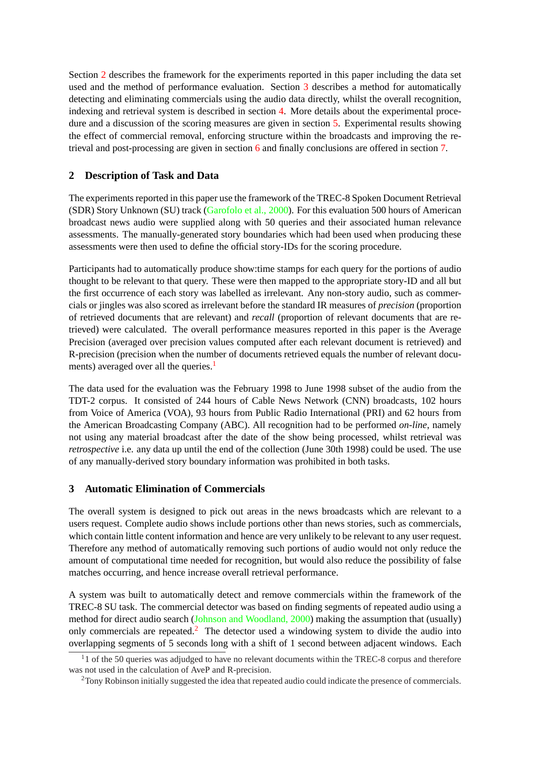Section 2 describes the framework for the experiments reported in this paper including the data set used and the method of performance evaluation. Section 3 describes a method for automatically detecting and eliminating commercials using the audio data directly, whilst the overall recognition, indexing and retrieval system is described in section 4. More details about the experimental procedure and a discussion of the scoring measures are given in section 5. Experimental results showing the effect of commercial removal, enforcing structure within the broadcasts and improving the retrieval and post-processing are given in section 6 and finally conclusions are offered in section 7.

## 2 Description of Task and Data

The experiments reported in this paper use the framework of the TREC-8 Spoken Document Retrieval (SDR) Story Unknown (SU) track (Garofolo et al., 2000). For this evaluation 500 hours of American broadcast news audio were supplied along with 50 queries and their associated human relevance assessments. The manually-generated story boundaries which had been used when producing these assessments were then used to define the official story-IDs for the scoring procedure.

Participants had to automatically produce show:time stamps for each query for the portions of audio thought to be relevant to that query. These were then mapped to the appropriate story-ID and all but the first occurrence of each story was labelled as irrelevant. Any non-story audio, such as commercials or jingles was also scored as irrelevant before the standard IR measures of *precision* (proportion of retrieved documents that are relevant) and *recall* (proportion of relevant documents that are retrieved) were calculated. The overall performance measures reported in this paper is the Average Precision (averaged over precision values computed after each relevant document is retrieved) and R-precision (precision when the number of documents retrieved equals the number of relevant documents) averaged over all the queries.[1]

The data used for the evaluation was the February 1998 to June 1998 subset of the audio from the TDT-2 corpus. It consisted of 244 hours of Cable News Network (CNN) broadcasts, 102 hours from Voice of America (VOA), 93 hours from Public Radio International (PRI) and 62 hours from the American Broadcasting Company (ABC). All recognition had to be performed *on-line*, namely not using any material broadcast after the date of the show being processed, whilst retrieval was *retrospective* i.e. any data up until the end of the collection (June 30th 1998) could be used. The use of any manually-derived story boundary information was prohibited in both tasks.

## 3 Automatic Elimination of Commercials

The overall system is designed to pick out areas in the news broadcasts which are relevant to a users request. Complete audio shows include portions other than news stories, such as commercials, which contain little content information and hence are very unlikely to be relevant to any user request. Therefore any method of automatically removing such portions of audio would not only reduce the amount of computational time needed for recognition, but would also reduce the possibility of false matches occurring, and hence increase overall retrieval performance.

A system was built to automatically detect and remove commercials within the framework of the TREC-8 SU task. The commercial detector was based on finding segments of repeated audio using a method for direct audio search (Johnson and Woodland, 2000) making the assumption that (usually) only commercials are repeated.[2] The detector used a windowing system to divide the audio into overlapping segments of 5 seconds long with a shift of 1 second between adjacent windows. Each

[1] 1 of the 50 queries was adjudged to have no relevant documents within the TREC-8 corpus and therefore was not used in the calculation of AveP and R-precision.

[2] Tony Robinson initially suggested the idea that repeated audio could indicate the presence of commercials.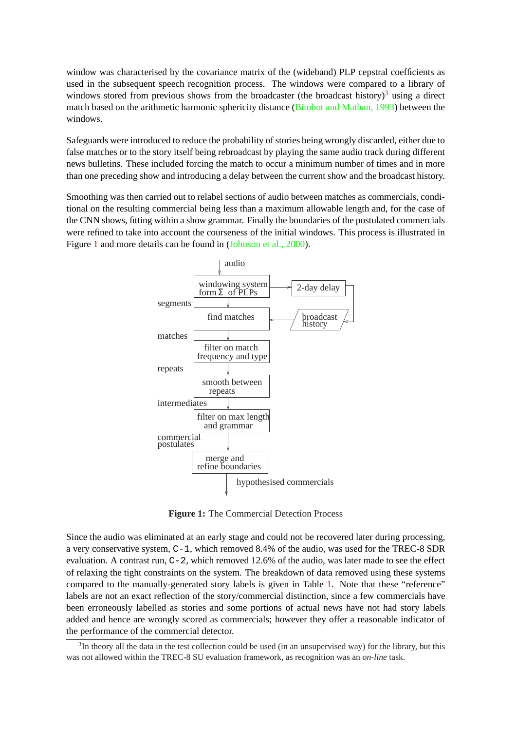window was characterised by the covariance matrix of the (wideband) PLP cepstral coefficients as used in the subsequent speech recognition process. The windows were compared to a library of windows stored from previous shows from the broadcaster (the broadcast history)[3] using a direct match based on the arithmetic harmonic sphericity distance (Bimbot and Mathan, 1993) between the windows.

Safeguards were introduced to reduce the probability of stories being wrongly discarded, either due to false matches or to the story itself being rebroadcast by playing the same audio track during different news bulletins. These included forcing the match to occur a minimum number of times and in more than one preceding show and introducing a delay between the current show and the broadcast history.

Smoothing was then carried out to relabel sections of audio between matches as commercials, conditional on the resulting commercial being less than a maximum allowable length and, for the case of the CNN shows, fitting within a show grammar. Finally the boundaries of the postulated commercials were refined to take into account the courseness of the initial windows. This process is illustrated in Figure 1 and more details can be found in (Johnson et al., 2000).

```
                  | audio
                  v
        +------------------+        +-------------+
        | windowing system |------->| 2-day delay |---+
        | form Σ  of PLPs  |        +-------------+   |
        +------------------+                          |
segments          |                                   |
                  v                                   v
        +------------------+        +-------------------+
        |   find matches   |<-------| broadcast history |
        +------------------+        +-------------------+
matches           |
                  v
        +------------------+
        | filter on match  |
        |frequency and type|
        +------------------+
repeats           |
                  v
        +------------------+
        |  smooth between  |
        |     repeats      |
        +------------------+
intermediates     |
                  v
        +------------------+
        |filter on max length|
        |   and grammar    |
        +------------------+
commercial        |
postulates        v
        +------------------+
        |    merge and     |
        |refine boundaries |
        +------------------+
                  |  hypothesised commercials
                  v
```

**Figure 1:** The Commercial Detection Process

Since the audio was eliminated at an early stage and could not be recovered later during processing, a very conservative system, `C-1`, which removed 8.4% of the audio, was used for the TREC-8 SDR evaluation. A contrast run, `C-2`, which removed 12.6% of the audio, was later made to see the effect of relaxing the tight constraints on the system. The breakdown of data removed using these systems compared to the manually-generated story labels is given in Table 1. Note that these "reference" labels are not an exact reflection of the story/commercial distinction, since a few commercials have been erroneously labelled as stories and some portions of actual news have not had story labels added and hence are wrongly scored as commercials; however they offer a reasonable indicator of the performance of the commercial detector.

[3] In theory all the data in the test collection could be used (in an unsupervised way) for the library, but this was not allowed within the TREC-8 SU evaluation framework, as recognition was an *on-line* task.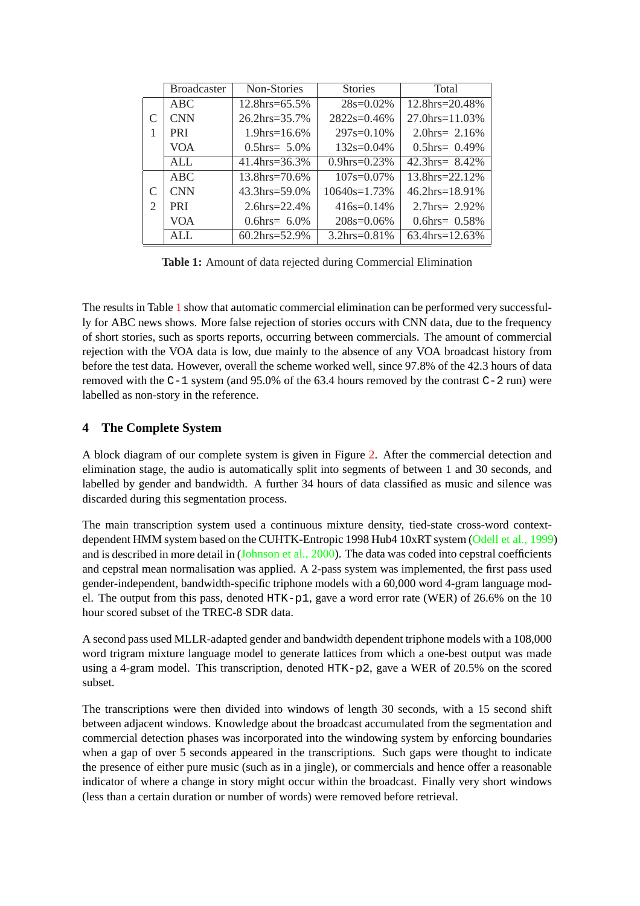| | Broadcaster | Non-Stories | Stories | Total |
|---|---|---|---|---|
| C 1 | ABC | 12.8hrs=65.5% | 28s=0.02% | 12.8hrs=20.48% |
| | CNN | 26.2hrs=35.7% | 2822s=0.46% | 27.0hrs=11.03% |
| | PRI | 1.9hrs=16.6% | 297s=0.10% | 2.0hrs= 2.16% |
| | VOA | 0.5hrs= 5.0% | 132s=0.04% | 0.5hrs= 0.49% |
| | ALL | 41.4hrs=36.3% | 0.9hrs=0.23% | 42.3hrs= 8.42% |
| C 2 | ABC | 13.8hrs=70.6% | 107s=0.07% | 13.8hrs=22.12% |
| | CNN | 43.3hrs=59.0% | 10640s=1.73% | 46.2hrs=18.91% |
| | PRI | 2.6hrs=22.4% | 416s=0.14% | 2.7hrs= 2.92% |
| | VOA | 0.6hrs= 6.0% | 208s=0.06% | 0.6hrs= 0.58% |
| | ALL | 60.2hrs=52.9% | 3.2hrs=0.81% | 63.4hrs=12.63% |

**Table 1:** Amount of data rejected during Commercial Elimination

The results in Table 1 show that automatic commercial elimination can be performed very successfully for ABC news shows. More false rejection of stories occurs with CNN data, due to the frequency of short stories, such as sports reports, occurring between commercials. The amount of commercial rejection with the VOA data is low, due mainly to the absence of any VOA broadcast history from before the test data. However, overall the scheme worked well, since 97.8% of the 42.3 hours of data removed with the `C-1` system (and 95.0% of the 63.4 hours removed by the contrast `C-2` run) were labelled as non-story in the reference.

## 4 The Complete System

A block diagram of our complete system is given in Figure 2. After the commercial detection and elimination stage, the audio is automatically split into segments of between 1 and 30 seconds, and labelled by gender and bandwidth. A further 34 hours of data classified as music and silence was discarded during this segmentation process.

The main transcription system used a continuous mixture density, tied-state cross-word context-dependent HMM system based on the CUHTK-Entropic 1998 Hub4 10xRT system (Odell et al., 1999) and is described in more detail in (Johnson et al., 2000). The data was coded into cepstral coefficients and cepstral mean normalisation was applied. A 2-pass system was implemented, the first pass used gender-independent, bandwidth-specific triphone models with a 60,000 word 4-gram language model. The output from this pass, denoted `HTK-p1`, gave a word error rate (WER) of 26.6% on the 10 hour scored subset of the TREC-8 SDR data.

A second pass used MLLR-adapted gender and bandwidth dependent triphone models with a 108,000 word trigram mixture language model to generate lattices from which a one-best output was made using a 4-gram model. This transcription, denoted `HTK-p2`, gave a WER of 20.5% on the scored subset.

The transcriptions were then divided into windows of length 30 seconds, with a 15 second shift between adjacent windows. Knowledge about the broadcast accumulated from the segmentation and commercial detection phases was incorporated into the windowing system by enforcing boundaries when a gap of over 5 seconds appeared in the transcriptions. Such gaps were thought to indicate the presence of either pure music (such as in a jingle), or commercials and hence offer a reasonable indicator of where a change in story might occur within the broadcast. Finally very short windows (less than a certain duration or number of words) were removed before retrieval.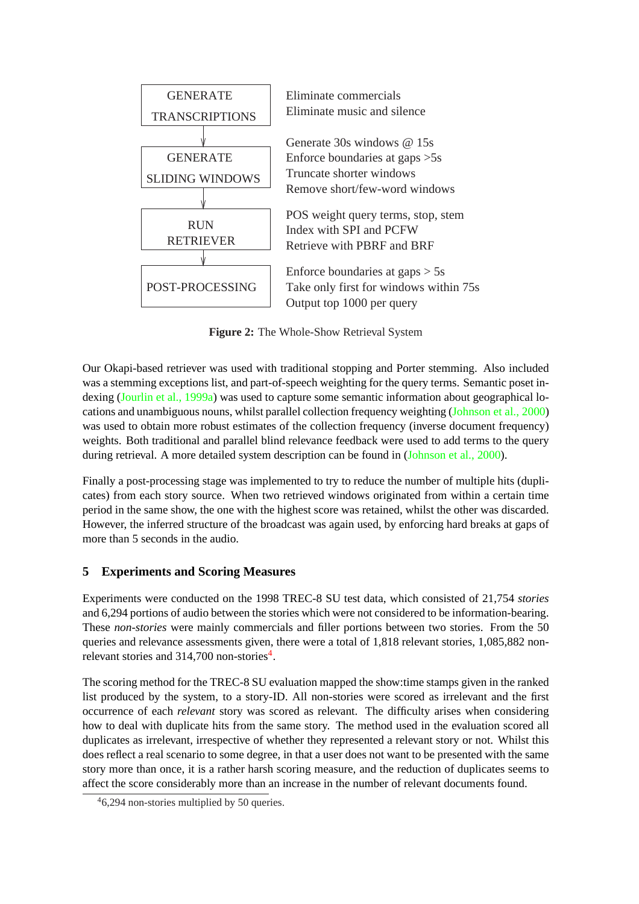| | |
|---|---|
| GENERATE TRANSCRIPTIONS | Eliminate commercials<br>Eliminate music and silence |
| GENERATE SLIDING WINDOWS | Generate 30s windows @ 15s<br>Enforce boundaries at gaps >5s<br>Truncate shorter windows<br>Remove short/few-word windows |
| RUN RETRIEVER | POS weight query terms, stop, stem<br>Index with SPI and PCFW<br>Retrieve with PBRF and BRF |
| POST-PROCESSING | Enforce boundaries at gaps > 5s<br>Take only first for windows within 75s<br>Output top 1000 per query |

**Figure 2:** The Whole-Show Retrieval System

Our Okapi-based retriever was used with traditional stopping and Porter stemming. Also included was a stemming exceptions list, and part-of-speech weighting for the query terms. Semantic poset indexing (Jourlin et al., 1999a) was used to capture some semantic information about geographical locations and unambiguous nouns, whilst parallel collection frequency weighting (Johnson et al., 2000) was used to obtain more robust estimates of the collection frequency (inverse document frequency) weights. Both traditional and parallel blind relevance feedback were used to add terms to the query during retrieval. A more detailed system description can be found in (Johnson et al., 2000).

Finally a post-processing stage was implemented to try to reduce the number of multiple hits (duplicates) from each story source. When two retrieved windows originated from within a certain time period in the same show, the one with the highest score was retained, whilst the other was discarded. However, the inferred structure of the broadcast was again used, by enforcing hard breaks at gaps of more than 5 seconds in the audio.

## 5 Experiments and Scoring Measures

Experiments were conducted on the 1998 TREC-8 SU test data, which consisted of 21,754 *stories* and 6,294 portions of audio between the stories which were not considered to be information-bearing. These *non-stories* were mainly commercials and filler portions between two stories. From the 50 queries and relevance assessments given, there were a total of 1,818 relevant stories, 1,085,882 non-relevant stories and 314,700 non-stories[4].

The scoring method for the TREC-8 SU evaluation mapped the show:time stamps given in the ranked list produced by the system, to a story-ID. All non-stories were scored as irrelevant and the first occurrence of each *relevant* story was scored as relevant. The difficulty arises when considering how to deal with duplicate hits from the same story. The method used in the evaluation scored all duplicates as irrelevant, irrespective of whether they represented a relevant story or not. Whilst this does reflect a real scenario to some degree, in that a user does not want to be presented with the same story more than once, it is a rather harsh scoring measure, and the reduction of duplicates seems to affect the score considerably more than an increase in the number of relevant documents found.

[4] 6,294 non-stories multiplied by 50 queries.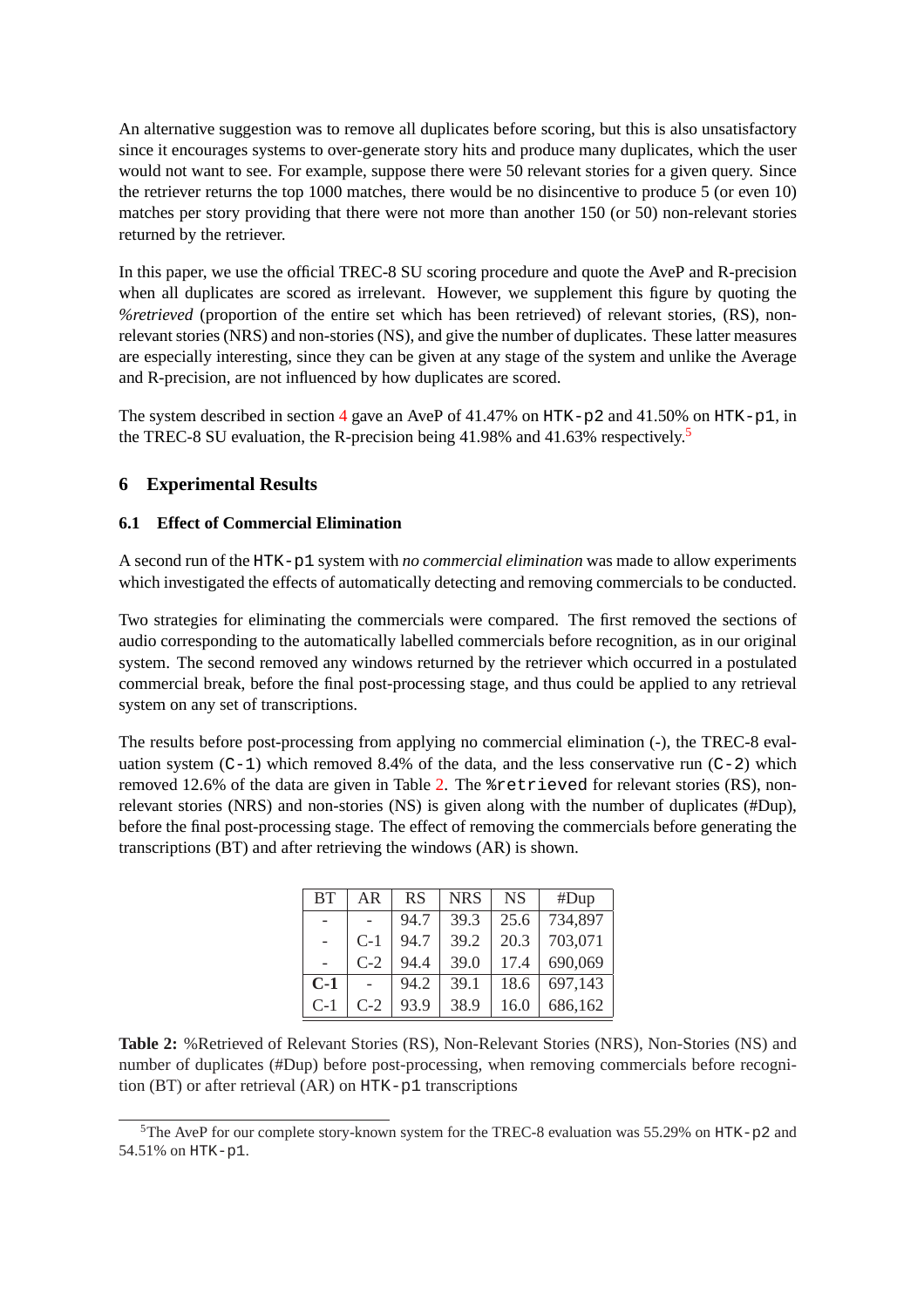An alternative suggestion was to remove all duplicates before scoring, but this is also unsatisfactory since it encourages systems to over-generate story hits and produce many duplicates, which the user would not want to see. For example, suppose there were 50 relevant stories for a given query. Since the retriever returns the top 1000 matches, there would be no disincentive to produce 5 (or even 10) matches per story providing that there were not more than another 150 (or 50) non-relevant stories returned by the retriever.

In this paper, we use the official TREC-8 SU scoring procedure and quote the AveP and R-precision when all duplicates are scored as irrelevant. However, we supplement this figure by quoting the *%retrieved* (proportion of the entire set which has been retrieved) of relevant stories, (RS), non-relevant stories (NRS) and non-stories (NS), and give the number of duplicates. These latter measures are especially interesting, since they can be given at any stage of the system and unlike the Average and R-precision, are not influenced by how duplicates are scored.

The system described in section 4 gave an AveP of 41.47% on `HTK-p2` and 41.50% on `HTK-p1`, in the TREC-8 SU evaluation, the R-precision being 41.98% and 41.63% respectively.[5]

## 6 Experimental Results

### 6.1 Effect of Commercial Elimination

A second run of the `HTK-p1` system with *no commercial elimination* was made to allow experiments which investigated the effects of automatically detecting and removing commercials to be conducted.

Two strategies for eliminating the commercials were compared. The first removed the sections of audio corresponding to the automatically labelled commercials before recognition, as in our original system. The second removed any windows returned by the retriever which occurred in a postulated commercial break, before the final post-processing stage, and thus could be applied to any retrieval system on any set of transcriptions.

The results before post-processing from applying no commercial elimination (-), the TREC-8 evaluation system (`C-1`) which removed 8.4% of the data, and the less conservative run (`C-2`) which removed 12.6% of the data are given in Table 2. The `%retrieved` for relevant stories (RS), non-relevant stories (NRS) and non-stories (NS) is given along with the number of duplicates (#Dup), before the final post-processing stage. The effect of removing the commercials before generating the transcriptions (BT) and after retrieving the windows (AR) is shown.

| BT | AR | RS | NRS | NS | #Dup |
|---|---|---|---|---|---|
| - | - | 94.7 | 39.3 | 25.6 | 734,897 |
| - | C-1 | 94.7 | 39.2 | 20.3 | 703,071 |
| - | C-2 | 94.4 | 39.0 | 17.4 | 690,069 |
| **C-1** | - | 94.2 | 39.1 | 18.6 | 697,143 |
| C-1 | C-2 | 93.9 | 38.9 | 16.0 | 686,162 |

**Table 2:** %Retrieved of Relevant Stories (RS), Non-Relevant Stories (NS), Non-Stories (NS) and number of duplicates (#Dup) before post-processing, when removing commercials before recognition (BT) or after retrieval (AR) on `HTK-p1` transcriptions

[5] The AveP for our complete story-known system for the TREC-8 evaluation was 55.29% on `HTK-p2` and 54.51% on `HTK-p1`.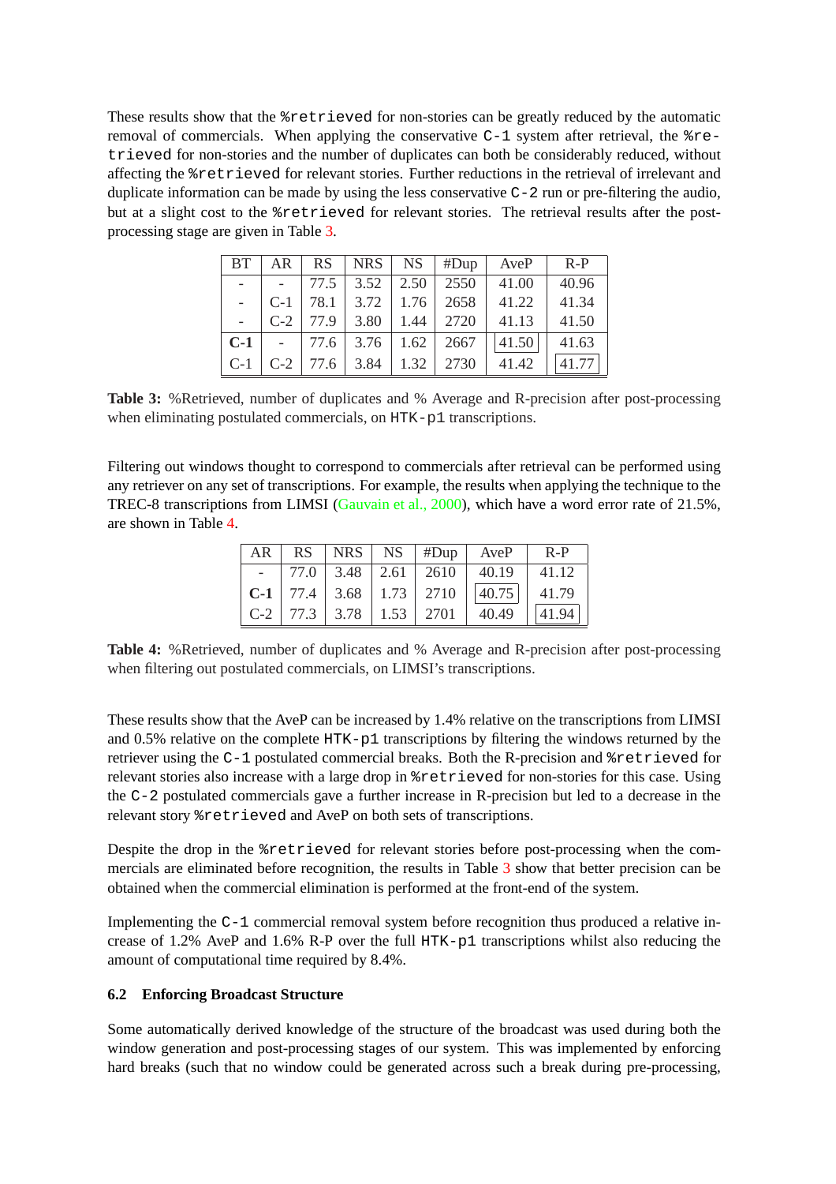These results show that the `%retrieved` for non-stories can be greatly reduced by the automatic removal of commercials. When applying the conservative `C-1` system after retrieval, the `%retrieved` for non-stories and the number of duplicates can both be considerably reduced, without affecting the `%retrieved` for relevant stories. Further reductions in the retrieval of irrelevant and duplicate information can be made by using the less conservative `C-2` run or pre-filtering the audio, but at a slight cost to the `%retrieved` for relevant stories. The retrieval results after the post-processing stage are given in Table 3.

| BT | AR | RS | NRS | NS | #Dup | AveP | R-P |
|---|---|---|---|---|---|---|---|
| - | - | 77.5 | 3.52 | 2.50 | 2550 | 41.00 | 40.96 |
| - | C-1 | 78.1 | 3.72 | 1.76 | 2658 | 41.22 | 41.34 |
| - | C-2 | 77.9 | 3.80 | 1.44 | 2720 | 41.13 | 41.50 |
| **C-1** | - | 77.6 | 3.76 | 1.62 | 2667 | 41.50 | 41.63 |
| C-1 | C-2 | 77.6 | 3.84 | 1.32 | 2730 | 41.42 | 41.77 |

**Table 3:** %Retrieved, number of duplicates and % Average and R-precision after post-processing when eliminating postulated commercials, on `HTK-p1` transcriptions.

Filtering out windows thought to correspond to commercials after retrieval can be performed using any retriever on any set of transcriptions. For example, the results when applying the technique to the TREC-8 transcriptions from LIMSI (Gauvain et al., 2000), which have a word error rate of 21.5%, are shown in Table 4.

| AR | RS | NRS | NS | #Dup | AveP | R-P |
|---|---|---|---|---|---|---|
| - | 77.0 | 3.48 | 2.61 | 2610 | 40.19 | 41.12 |
| **C-1** | 77.4 | 3.68 | 1.73 | 2710 | 40.75 | 41.79 |
| C-2 | 77.3 | 3.78 | 1.53 | 2701 | 40.49 | 41.94 |

**Table 4:** %Retrieved, number of duplicates and % Average and R-precision after post-processing when filtering out postulated commercials, on LIMSI's transcriptions.

These results show that the AveP can be increased by 1.4% relative on the transcriptions from LIMSI and 0.5% relative on the complete `HTK-p1` transcriptions by filtering the windows returned by the retriever using the `C-1` postulated commercial breaks. Both the R-precision and `%retrieved` for relevant stories also increase with a large drop in `%retrieved` for non-stories for this case. Using the `C-2` postulated commercials gave a further increase in R-precision but led to a decrease in the relevant story `%retrieved` and AveP on both sets of transcriptions.

Despite the drop in the `%retrieved` for relevant stories before post-processing when the commercials are eliminated before recognition, the results in Table 3 show that better precision can be obtained when the commercial elimination is performed at the front-end of the system.

Implementing the `C-1` commercial removal system before recognition thus produced a relative increase of 1.2% AveP and 1.6% R-P over the full `HTK-p1` transcriptions whilst also reducing the amount of computational time required by 8.4%.

### 6.2 Enforcing Broadcast Structure

Some automatically derived knowledge of the structure of the broadcast was used during both the window generation and post-processing stages of our system. This was implemented by enforcing hard breaks (such that no window could be generated across such a break during pre-processing,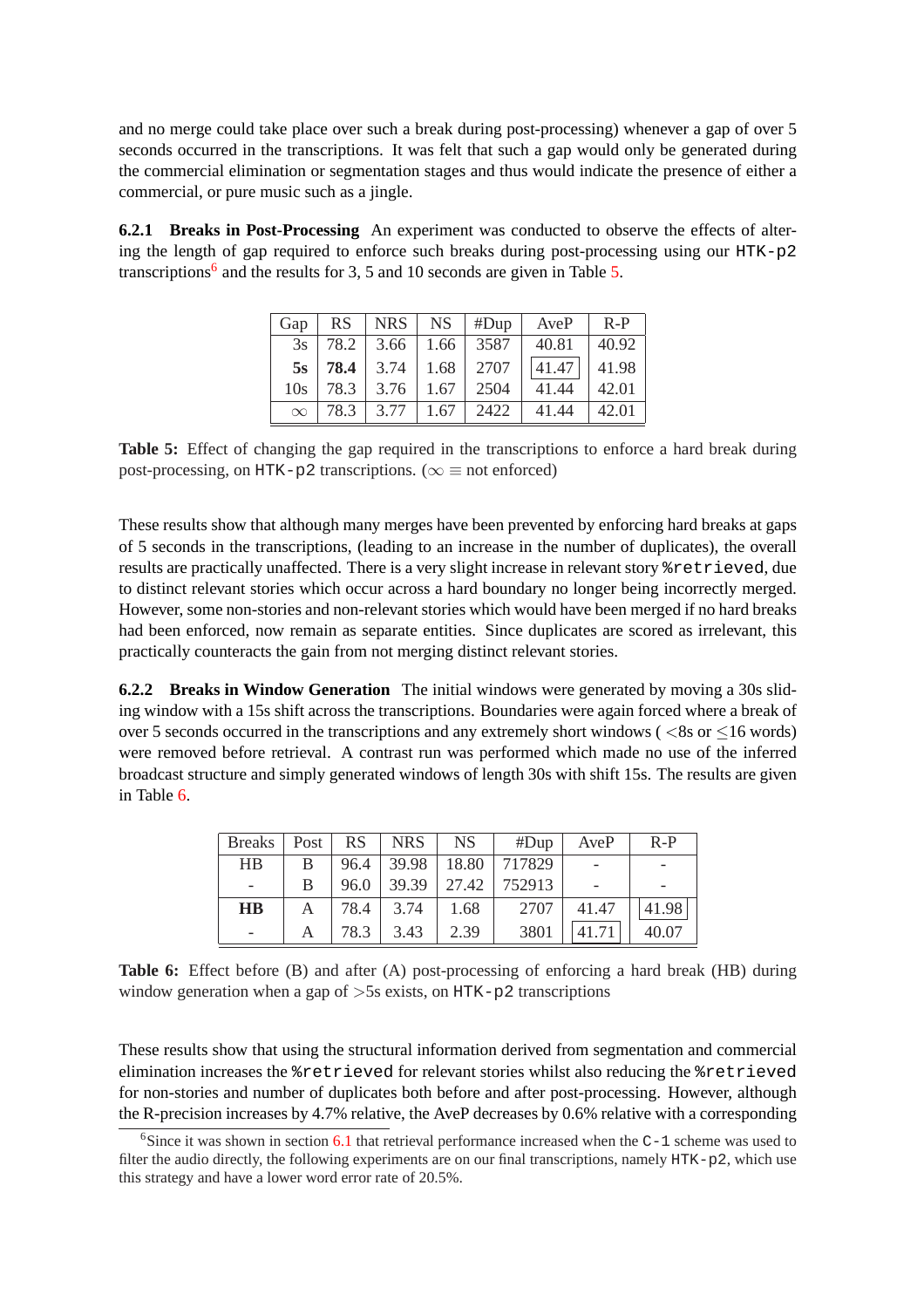and no merge could take place over such a break during post-processing) whenever a gap of over 5 seconds occurred in the transcriptions. It was felt that such a gap would only be generated during the commercial elimination or segmentation stages and thus would indicate the presence of either a commercial, or pure music such as a jingle.

**6.2.1 Breaks in Post-Processing** An experiment was conducted to observe the effects of altering the length of gap required to enforce such breaks during post-processing using our `HTK-p2` transcriptions[6] and the results for 3, 5 and 10 seconds are given in Table 5.

| Gap | RS | NRS | NS | #Dup | AveP | R-P |
|---|---|---|---|---|---|---|
| 3s | 78.2 | 3.66 | 1.66 | 3587 | 40.81 | 40.92 |
| **5s** | **78.4** | 3.74 | 1.68 | 2707 | 41.47 | 41.98 |
| 10s | 78.3 | 3.76 | 1.67 | 2504 | 41.44 | 42.01 |
| $\infty$ | 78.3 | 3.77 | 1.67 | 2422 | 41.44 | 42.01 |

**Table 5:** Effect of changing the gap required in the transcriptions to enforce a hard break during post-processing, on `HTK-p2` transcriptions. ($\infty \equiv$ not enforced)

These results show that although many merges have been prevented by enforcing hard breaks at gaps of 5 seconds in the transcriptions, (leading to an increase in the number of duplicates), the overall results are practically unaffected. There is a very slight increase in relevant story `%retrieved`, due to distinct relevant stories which occur across a hard boundary no longer being incorrectly merged. However, some non-stories and non-relevant stories which would have been merged if no hard breaks had been enforced, now remain as separate entities. Since duplicates are scored as irrelevant, this practically counteracts the gain from not merging distinct relevant stories.

**6.2.2 Breaks in Window Generation** The initial windows were generated by moving a 30s sliding window with a 15s shift across the transcriptions. Boundaries were again forced where a break of over 5 seconds occurred in the transcriptions and any extremely short windows ( <8s or ≤16 words) were removed before retrieval. A contrast run was performed which made no use of the inferred broadcast structure and simply generated windows of length 30s with shift 15s. The results are given in Table 6.

| Breaks | Post | RS | NRS | NS | #Dup | AveP | R-P |
|---|---|---|---|---|---|---|---|
| HB | B | 96.4 | 39.98 | 18.80 | 717829 | - | - |
| - | B | 96.0 | 39.39 | 27.42 | 752913 | - | - |
| **HB** | A | 78.4 | 3.74 | 1.68 | 2707 | 41.47 | 41.98 |
| - | A | 78.3 | 3.43 | 2.39 | 3801 | 41.71 | 40.07 |

**Table 6:** Effect before (B) and after (A) post-processing of enforcing a hard break (HB) during window generation when a gap of >5s exists, on `HTK-p2` transcriptions

These results show that using the structural information derived from segmentation and commercial elimination increases the `%retrieved` for relevant stories whilst also reducing the `%retrieved` for non-stories and number of duplicates both before and after post-processing. However, although the R-precision increases by 4.7% relative, the AveP decreases by 0.6% relative with a corresponding

[6] Since it was shown in section 6.1 that retrieval performance increased when the `C-1` scheme was used to filter the audio directly, the following experiments are on our final transcriptions, namely `HTK-p2`, which use this strategy and have a lower word error rate of 20.5%.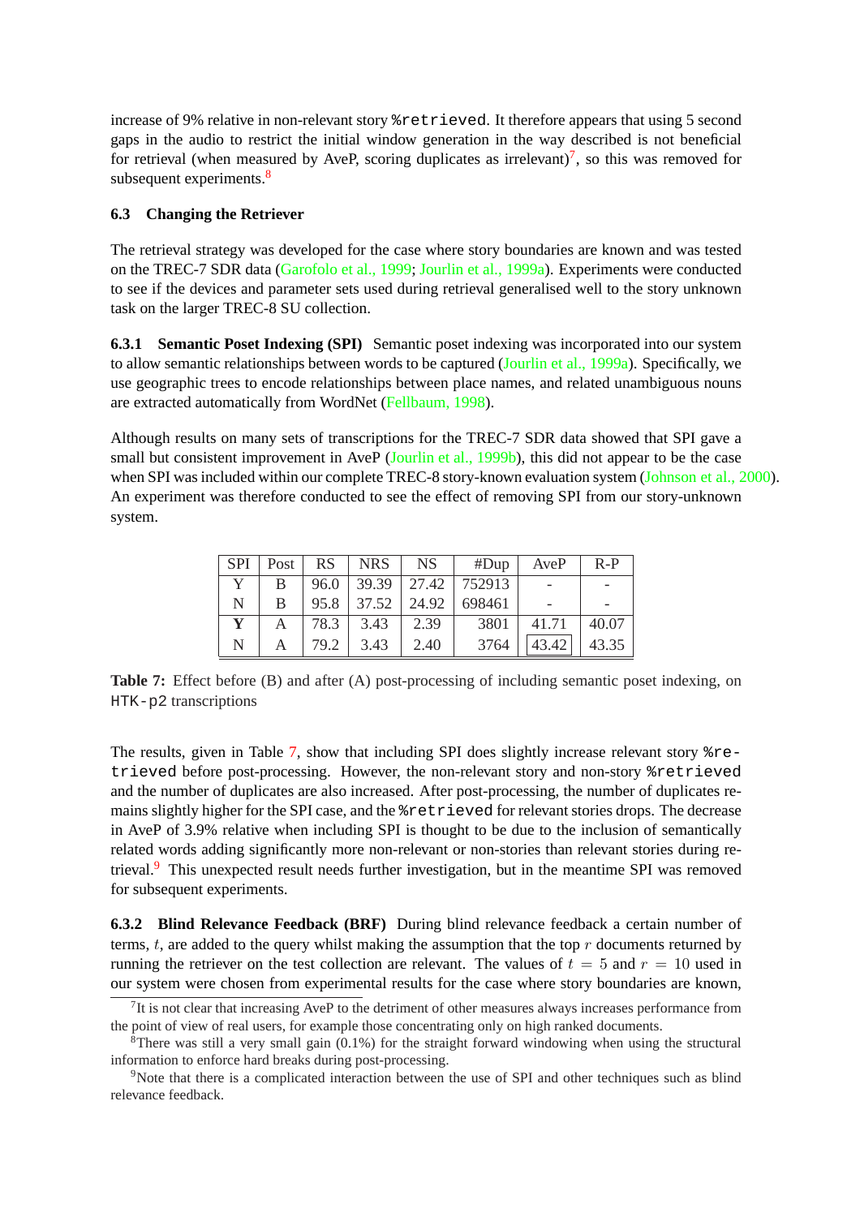increase of 9% relative in non-relevant story `%retrieved`. It therefore appears that using 5 second gaps in the audio to restrict the initial window generation in the way described is not beneficial for retrieval (when measured by AveP, scoring duplicates as irrelevant)[7], so this was removed for subsequent experiments.[8]

### 6.3 Changing the Retriever

The retrieval strategy was developed for the case where story boundaries are known and was tested on the TREC-7 SDR data (Garofolo et al., 1999; Jourlin et al., 1999a). Experiments were conducted to see if the devices and parameter sets used during retrieval generalised well to the story unknown task on the larger TREC-8 SU collection.

**6.3.1 Semantic Poset Indexing (SPI)** Semantic poset indexing was incorporated into our system to allow semantic relationships between words to be captured (Jourlin et al., 1999a). Specifically, we use geographic trees to encode relationships between place names, and related unambiguous nouns are extracted automatically from WordNet (Fellbaum, 1998).

Although results on many sets of transcriptions for the TREC-7 SDR data showed that SPI gave a small but consistent improvement in AveP (Jourlin et al., 1999b), this did not appear to be the case when SPI was included within our complete TREC-8 story-known evaluation system (Johnson et al., 2000). An experiment was therefore conducted to see the effect of removing SPI from our story-unknown system.

| SPI | Post | RS | NRS | NS | #Dup | AveP | R-P |
|---|---|---|---|---|---|---|---|
| Y | B | 96.0 | 39.39 | 27.42 | 752913 | - | - |
| N | B | 95.8 | 37.52 | 24.92 | 698461 | - | - |
| **Y** | A | 78.3 | 3.43 | 2.39 | 3801 | 41.71 | 40.07 |
| N | A | 79.2 | 3.43 | 2.40 | 3764 | 43.42 | 43.35 |

**Table 7:** Effect before (B) and after (A) post-processing of including semantic poset indexing, on `HTK-p2` transcriptions

The results, given in Table 7, show that including SPI does slightly increase relevant story `%retrieved` before post-processing. However, the non-relevant story and non-story `%retrieved` and the number of duplicates are also increased. After post-processing, the number of duplicates remains slightly higher for the SPI case, and the `%retrieved` for relevant stories drops. The decrease in AveP of 3.9% relative when including SPI is thought to be due to the inclusion of semantically related words adding significantly more non-relevant or non-stories than relevant stories during retrieval.[9] This unexpected result needs further investigation, but in the meantime SPI was removed for subsequent experiments.

**6.3.2 Blind Relevance Feedback (BRF)** During blind relevance feedback a certain number of terms, $t$, are added to the query whilst making the assumption that the top $r$ documents returned by running the retriever on the test collection are relevant. The values of $t = 5$ and $r = 10$ used in our system were chosen from experimental results for the case where story boundaries are known,

[7] It is not clear that increasing AveP to the detriment of other measures always increases performance from the point of view of real users, for example those concentrating only on high ranked documents.

[8] There was still a very small gain (0.1%) for the straight forward windowing when using the structural information to enforce hard breaks during post-processing.

[9] Note that there is a complicated interaction between the use of SPI and other techniques such as blind relevance feedback.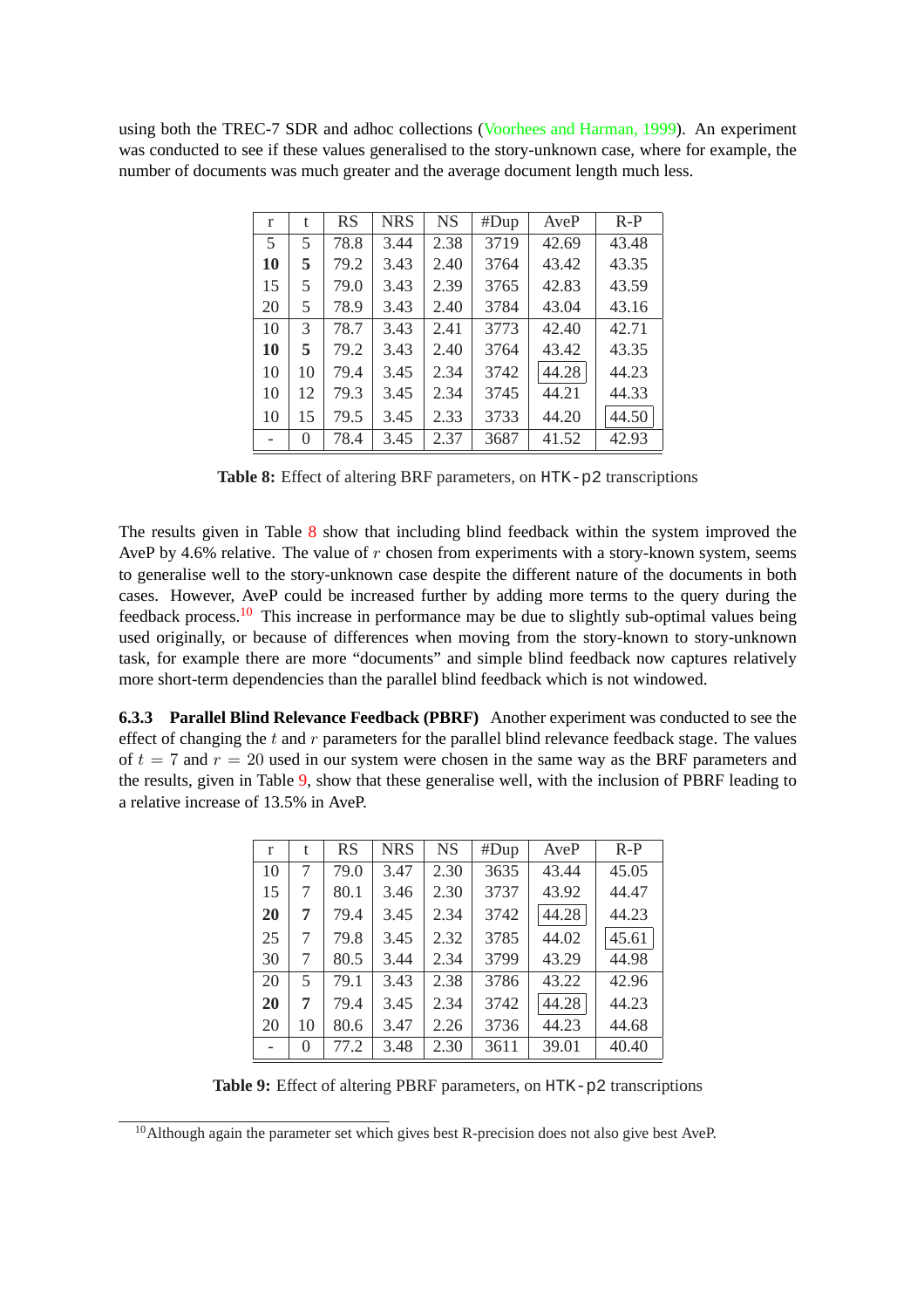using both the TREC-7 SDR and adhoc collections (Voorhees and Harman, 1999). An experiment was conducted to see if these values generalised to the story-unknown case, where for example, the number of documents was much greater and the average document length much less.

| r | t | RS | NRS | NS | #Dup | AveP | R-P |
|---|---|---|---|---|---|---|---|
| 5 | 5 | 78.8 | 3.44 | 2.38 | 3719 | 42.69 | 43.48 |
| **10** | **5** | 79.2 | 3.43 | 2.40 | 3764 | 43.42 | 43.35 |
| 15 | 5 | 79.0 | 3.43 | 2.39 | 3765 | 42.83 | 43.59 |
| 20 | 5 | 78.9 | 3.43 | 2.40 | 3784 | 43.04 | 43.16 |
| 10 | 3 | 78.7 | 3.43 | 2.41 | 3773 | 42.40 | 42.71 |
| **10** | **5** | 79.2 | 3.43 | 2.40 | 3764 | 43.42 | 43.35 |
| 10 | 10 | 79.4 | 3.45 | 2.34 | 3742 | 44.28 | 44.23 |
| 10 | 12 | 79.3 | 3.45 | 2.34 | 3745 | 44.21 | 44.33 |
| 10 | 15 | 79.5 | 3.45 | 2.33 | 3733 | 44.20 | 44.50 |
| - | 0 | 78.4 | 3.45 | 2.37 | 3687 | 41.52 | 42.93 |

**Table 8:** Effect of altering BRF parameters, on HTK-p2 transcriptions

The results given in Table 8 show that including blind feedback within the system improved the AveP by 4.6% relative. The value of $r$ chosen from experiments with a story-known system, seems to generalise well to the story-unknown case despite the different nature of the documents in both cases. However, AveP could be increased further by adding more terms to the query during the feedback process.[10] This increase in performance may be due to slightly sub-optimal values being used originally, or because of differences when moving from the story-known to story-unknown task, for example there are more "documents" and simple blind feedback now captures relatively more short-term dependencies than the parallel blind feedback which is not windowed.

**6.3.3 Parallel Blind Relevance Feedback (PBRF)** Another experiment was conducted to see the effect of changing the $t$ and $r$ parameters for the parallel blind relevance feedback stage. The values of $t = 7$ and $r = 20$ used in our system were chosen in the same way as the BRF parameters and the results, given in Table 9, show that these generalise well, with the inclusion of PBRF leading to a relative increase of 13.5% in AveP.

| r | t | RS | NRS | NS | #Dup | AveP | R-P |
|---|---|---|---|---|---|---|---|
| 10 | 7 | 79.0 | 3.47 | 2.30 | 3635 | 43.44 | 45.05 |
| 15 | 7 | 80.1 | 3.46 | 2.30 | 3737 | 43.92 | 44.47 |
| **20** | **7** | 79.4 | 3.45 | 2.34 | 3742 | 44.28 | 44.23 |
| 25 | 7 | 79.8 | 3.45 | 2.32 | 3785 | 44.02 | 45.61 |
| 30 | 7 | 80.5 | 3.44 | 2.34 | 3799 | 43.29 | 44.98 |
| 20 | 5 | 79.1 | 3.43 | 2.38 | 3786 | 43.22 | 42.96 |
| **20** | **7** | 79.4 | 3.45 | 2.34 | 3742 | 44.28 | 44.23 |
| 20 | 10 | 80.6 | 3.47 | 2.26 | 3736 | 44.23 | 44.68 |
| - | 0 | 77.2 | 3.48 | 2.30 | 3611 | 39.01 | 40.40 |

**Table 9:** Effect of altering PBRF parameters, on HTK-p2 transcriptions

[10] Although again the parameter set which gives best R-precision does not also give best AveP.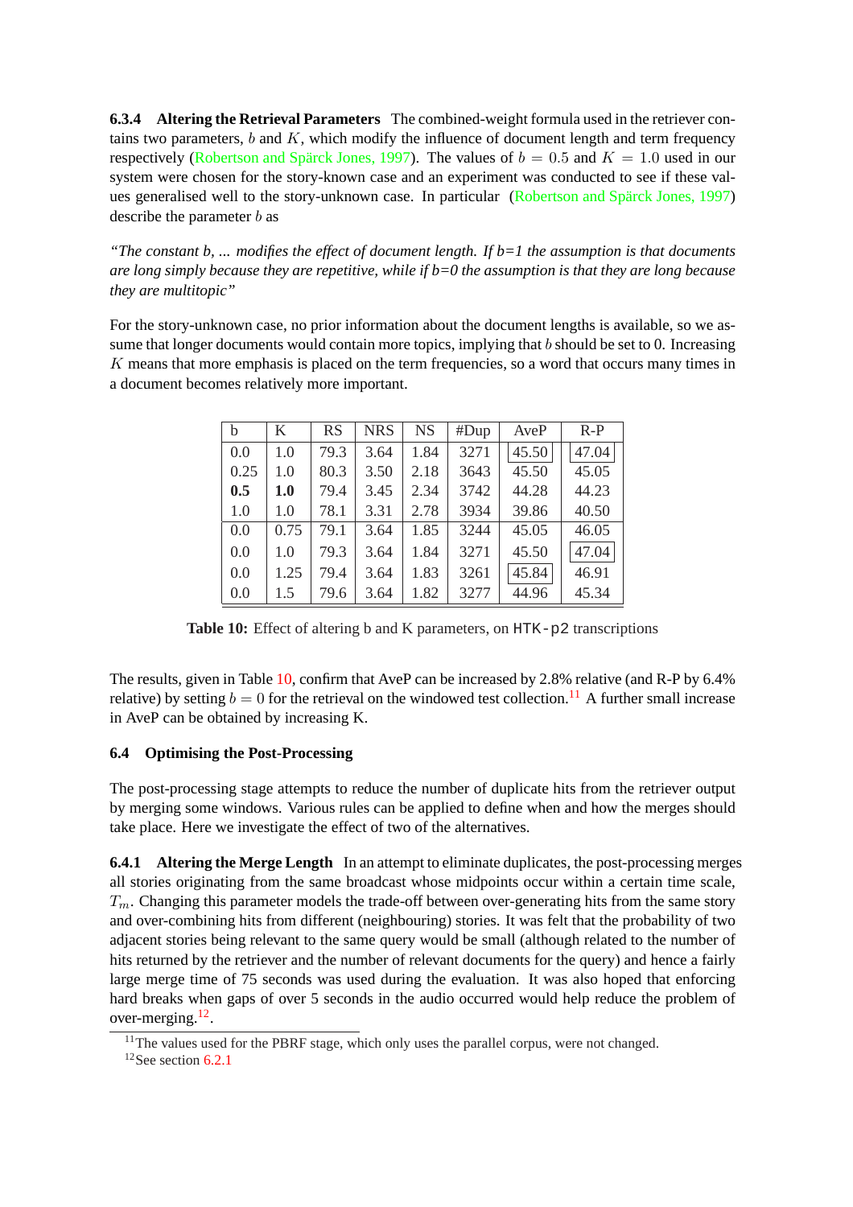**6.3.4 Altering the Retrieval Parameters** The combined-weight formula used in the retriever contains two parameters, $b$ and $K$, which modify the influence of document length and term frequency respectively (Robertson and Spärck Jones, 1997). The values of $b = 0.5$ and $K = 1.0$ used in our system were chosen for the story-known case and an experiment was conducted to see if these values generalised well to the story-unknown case. In particular (Robertson and Spärck Jones, 1997) describe the parameter $b$ as

*"The constant b, ... modifies the effect of document length. If b=1 the assumption is that documents are long simply because they are repetitive, while if b=0 the assumption is that they are long because they are multitopic"*

For the story-unknown case, no prior information about the document lengths is available, so we assume that longer documents would contain more topics, implying that $b$ should be set to 0. Increasing $K$ means that more emphasis is placed on the term frequencies, so a word that occurs many times in a document becomes relatively more important.

| b | K | RS | NRS | NS | #Dup | AveP | R-P |
|---|---|---|---|---|---|---|---|
| 0.0 | 1.0 | 79.3 | 3.64 | 1.84 | 3271 | 45.50 | 47.04 |
| 0.25 | 1.0 | 80.3 | 3.50 | 2.18 | 3643 | 45.50 | 45.05 |
| **0.5** | **1.0** | 79.4 | 3.45 | 2.34 | 3742 | 44.28 | 44.23 |
| 1.0 | 1.0 | 78.1 | 3.31 | 2.78 | 3934 | 39.86 | 40.50 |
| 0.0 | 0.75 | 79.1 | 3.64 | 1.85 | 3244 | 45.05 | 46.05 |
| 0.0 | 1.0 | 79.3 | 3.64 | 1.84 | 3271 | 45.50 | 47.04 |
| 0.0 | 1.25 | 79.4 | 3.64 | 1.83 | 3261 | 45.84 | 46.91 |
| 0.0 | 1.5 | 79.6 | 3.64 | 1.82 | 3277 | 44.96 | 45.34 |

**Table 10:** Effect of altering b and K parameters, on `HTK-p2` transcriptions

The results, given in Table 10, confirm that AveP can be increased by 2.8% relative (and R-P by 6.4% relative) by setting $b = 0$ for the retrieval on the windowed test collection.[11] A further small increase in AveP can be obtained by increasing K.

### 6.4 Optimising the Post-Processing

The post-processing stage attempts to reduce the number of duplicate hits from the retriever output by merging some windows. Various rules can be applied to define when and how the merges should take place. Here we investigate the effect of two of the alternatives.

**6.4.1 Altering the Merge Length** In an attempt to eliminate duplicates, the post-processing merges all stories originating from the same broadcast whose midpoints occur within a certain time scale, $T_m$. Changing this parameter models the trade-off between over-generating hits from the same story and over-combining hits from different (neighbouring) stories. It was felt that the probability of two adjacent stories being relevant to the same query would be small (although related to the number of hits returned by the retriever and the number of relevant documents for the query) and hence a fairly large merge time of 75 seconds was used during the evaluation. It was also hoped that enforcing hard breaks when gaps of over 5 seconds in the audio occurred would help reduce the problem of over-merging.[12].

[11] The values used for the PBRF stage, which only uses the parallel corpus, were not changed.

[12] See section 6.2.1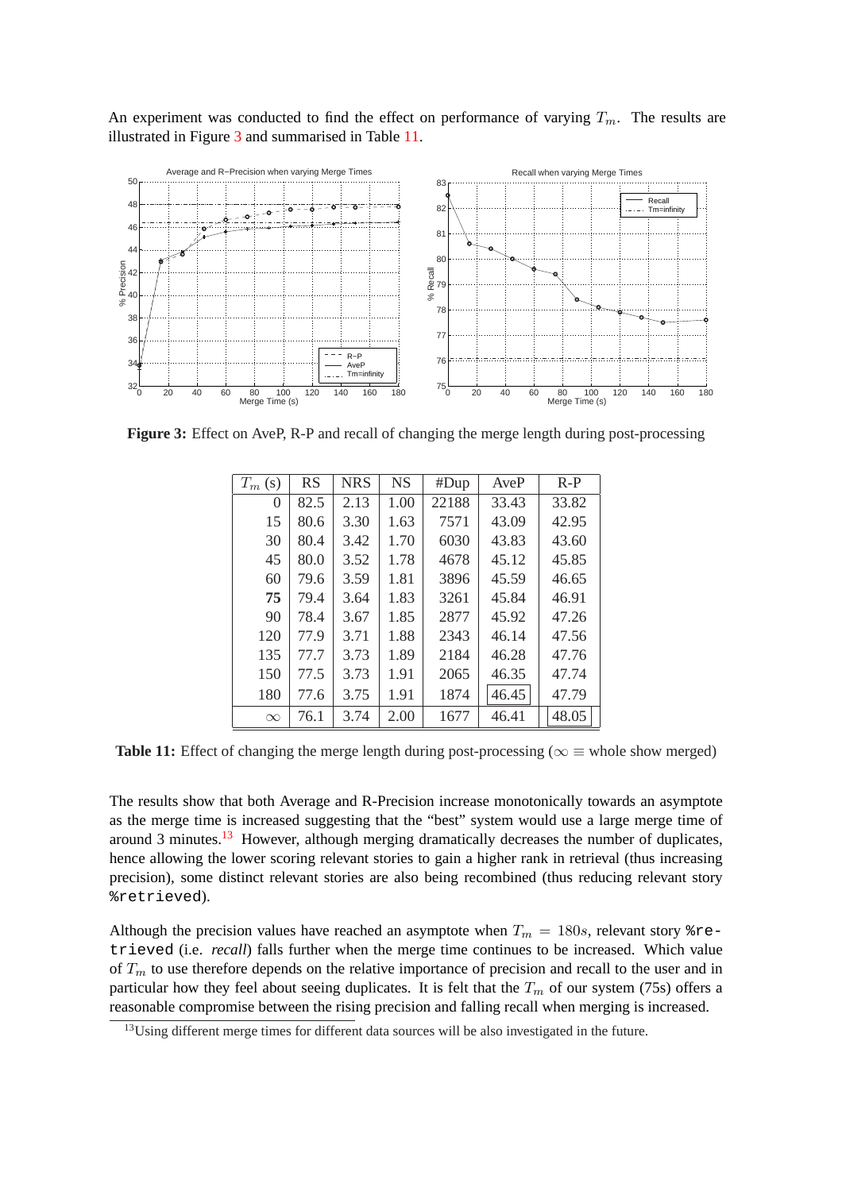An experiment was conducted to find the effect on performance of varying $T_m$. The results are illustrated in Figure 3 and summarised in Table 11.

**Figure 3:** Effect on AveP, R-P and recall of changing the merge length during post-processing

| $T_m$ (s) | RS | NRS | NS | #Dup | AveP | R-P |
|---|---|---|---|---|---|---|
| 0 | 82.5 | 2.13 | 1.00 | 22188 | 33.43 | 33.82 |
| 15 | 80.6 | 3.30 | 1.63 | 7571 | 43.09 | 42.95 |
| 30 | 80.4 | 3.42 | 1.70 | 6030 | 43.83 | 43.60 |
| 45 | 80.0 | 3.52 | 1.78 | 4678 | 45.12 | 45.85 |
| 60 | 79.6 | 3.59 | 1.81 | 3896 | 45.59 | 46.65 |
| **75** | 79.4 | 3.64 | 1.83 | 3261 | 45.84 | 46.91 |
| 90 | 78.4 | 3.67 | 1.85 | 2877 | 45.92 | 47.26 |
| 120 | 77.9 | 3.71 | 1.88 | 2343 | 46.14 | 47.56 |
| 135 | 77.7 | 3.73 | 1.89 | 2184 | 46.28 | 47.76 |
| 150 | 77.5 | 3.73 | 1.91 | 2065 | 46.35 | 47.74 |
| 180 | 77.6 | 3.75 | 1.91 | 1874 | 46.45 | 47.79 |
| $\infty$ | 76.1 | 3.74 | 2.00 | 1677 | 46.41 | 48.05 |

**Table 11:** Effect of changing the merge length during post-processing ($\infty \equiv$ whole show merged)

The results show that both Average and R-Precision increase monotonically towards an asymptote as the merge time is increased suggesting that the "best" system would use a large merge time of around 3 minutes.[13] However, although merging dramatically decreases the number of duplicates, hence allowing the lower scoring relevant stories to gain a higher rank in retrieval (thus increasing precision), some distinct relevant stories are also being recombined (thus reducing relevant story `%retrieved`).

Although the precision values have reached an asymptote when $T_m = 180s$, relevant story `%retrieved` (i.e. *recall*) falls further when the merge time continues to be increased. Which value of $T_m$ to use therefore depends on the relative importance of precision and recall to the user and in particular how they feel about seeing duplicates. It is felt that the $T_m$ of our system (75s) offers a reasonable compromise between the rising precision and falling recall when merging is increased.

[13] Using different merge times for different data sources will be also investigated in the future.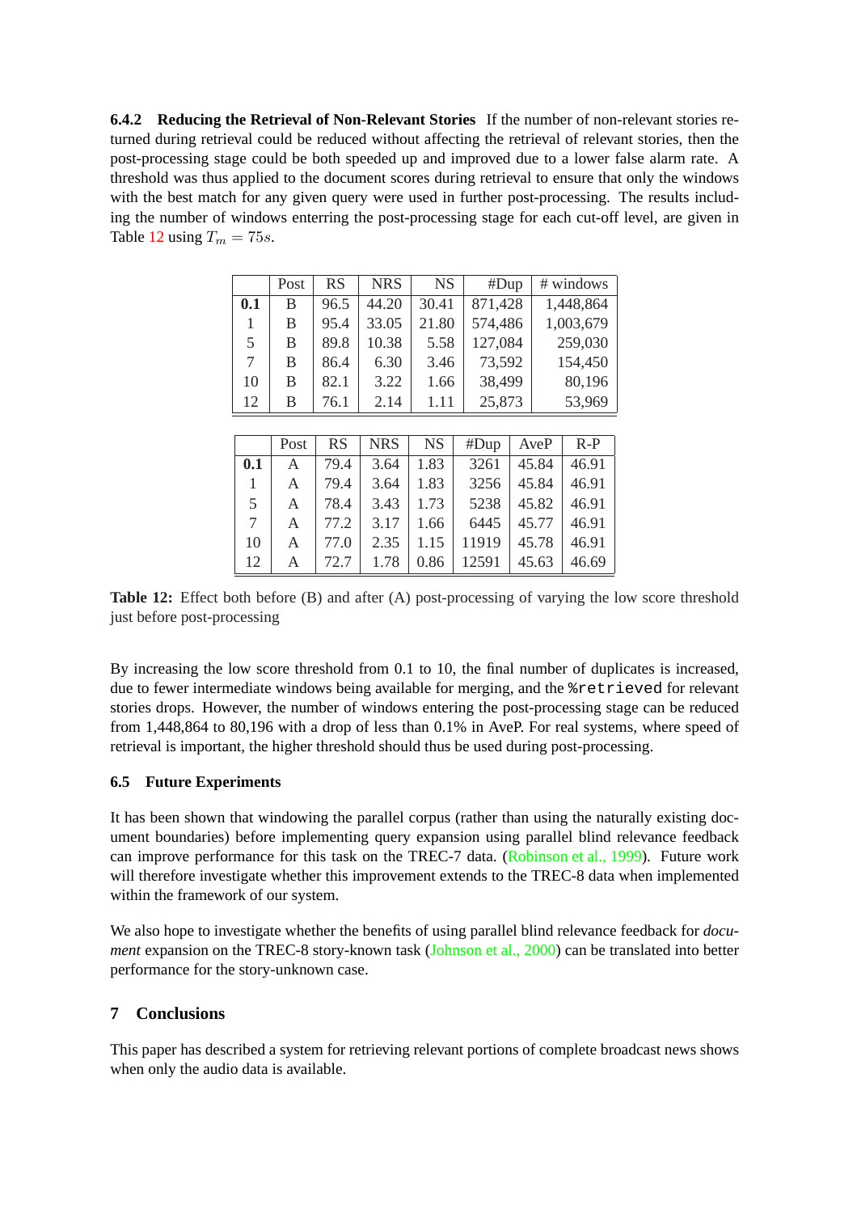#### 6.4.2 Reducing the Retrieval of Non-Relevant Stories

If the number of non-relevant stories returned during retrieval could be reduced without affecting the retrieval of relevant stories, then the post-processing stage could be both speeded up and improved due to a lower false alarm rate. A threshold was thus applied to the document scores during retrieval to ensure that only the windows with the best match for any given query were used in further post-processing. The results including the number of windows enterring the post-processing stage for each cut-off level, are given in Table 12 using $T_m = 75s$.

| | Post | RS | NRS | NS | #Dup | # windows |
|---|---|---|---|---|---|---|
| **0.1** | B | 96.5 | 44.20 | 30.41 | 871,428 | 1,448,864 |
| 1 | B | 95.4 | 33.05 | 21.80 | 574,486 | 1,003,679 |
| 5 | B | 89.8 | 10.38 | 5.58 | 127,084 | 259,030 |
| 7 | B | 86.4 | 6.30 | 3.46 | 73,592 | 154,450 |
| 10 | B | 82.1 | 3.22 | 1.66 | 38,499 | 80,196 |
| 12 | B | 76.1 | 2.14 | 1.11 | 25,873 | 53,969 |

| | Post | RS | NRS | NS | #Dup | AveP | R-P |
|---|---|---|---|---|---|---|---|
| **0.1** | A | 79.4 | 3.64 | 1.83 | 3261 | 45.84 | 46.91 |
| 1 | A | 79.4 | 3.64 | 1.83 | 3256 | 45.84 | 46.91 |
| 5 | A | 78.4 | 3.43 | 1.73 | 5238 | 45.82 | 46.91 |
| 7 | A | 77.2 | 3.17 | 1.66 | 6445 | 45.77 | 46.91 |
| 10 | A | 77.0 | 2.35 | 1.15 | 11919 | 45.78 | 46.91 |
| 12 | A | 72.7 | 1.78 | 0.86 | 12591 | 45.63 | 46.69 |

**Table 12:** Effect both before (B) and after (A) post-processing of varying the low score threshold just before post-processing

By increasing the low score threshold from 0.1 to 10, the final number of duplicates is increased, due to fewer intermediate windows being available for merging, and the `%retrieved` for relevant stories drops. However, the number of windows entering the post-processing stage can be reduced from 1,448,864 to 80,196 with a drop of less than 0.1% in AveP. For real systems, where speed of retrieval is important, the higher threshold should thus be used during post-processing.

### 6.5 Future Experiments

It has been shown that windowing the parallel corpus (rather than using the naturally existing document boundaries) before implementing query expansion using parallel blind relevance feedback can improve performance for this task on the TREC-7 data. (Robinson et al., 1999). Future work will therefore investigate whether this improvement extends to the TREC-8 data when implemented within the framework of our system.

We also hope to investigate whether the benefits of using parallel blind relevance feedback for *document* expansion on the TREC-8 story-known task (Johnson et al., 2000) can be translated into better performance for the story-unknown case.

## 7 Conclusions

This paper has described a system for retrieving relevant portions of complete broadcast news shows when only the audio data is available.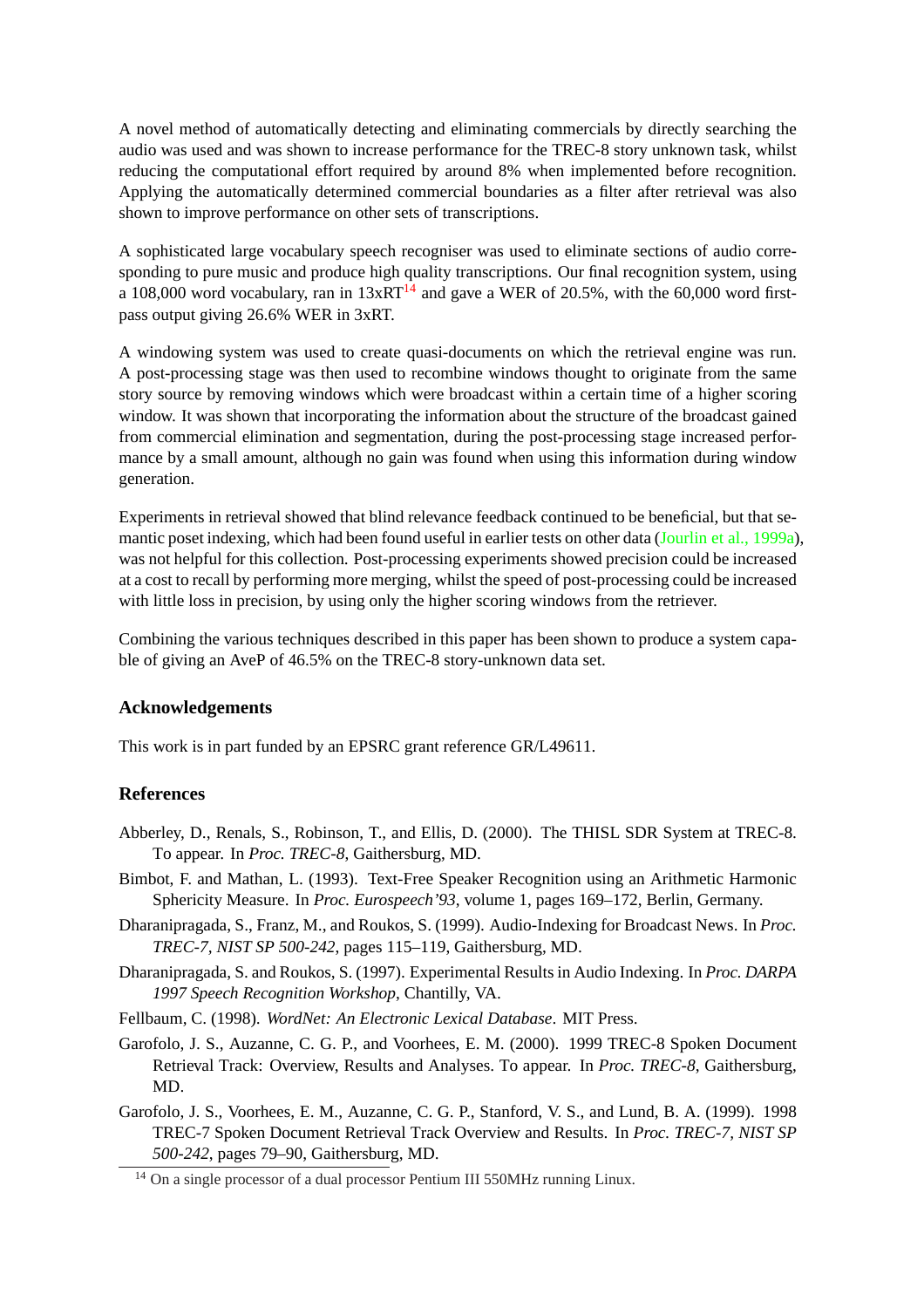A novel method of automatically detecting and eliminating commercials by directly searching the audio was used and was shown to increase performance for the TREC-8 story unknown task, whilst reducing the computational effort required by around 8% when implemented before recognition. Applying the automatically determined commercial boundaries as a filter after retrieval was also shown to improve performance on other sets of transcriptions.

A sophisticated large vocabulary speech recogniser was used to eliminate sections of audio corresponding to pure music and produce high quality transcriptions. Our final recognition system, using a 108,000 word vocabulary, ran in 13xRT[14] and gave a WER of 20.5%, with the 60,000 word first-pass output giving 26.6% WER in 3xRT.

A windowing system was used to create quasi-documents on which the retrieval engine was run. A post-processing stage was then used to recombine windows thought to originate from the same story source by removing windows which were broadcast within a certain time of a higher scoring window. It was shown that incorporating the information about the structure of the broadcast gained from commercial elimination and segmentation, during the post-processing stage increased performance by a small amount, although no gain was found when using this information during window generation.

Experiments in retrieval showed that blind relevance feedback continued to be beneficial, but that semantic poset indexing, which had been found useful in earlier tests on other data (Jourlin et al., 1999a), was not helpful for this collection. Post-processing experiments showed precision could be increased at a cost to recall by performing more merging, whilst the speed of post-processing could be increased with little loss in precision, by using only the higher scoring windows from the retriever.

Combining the various techniques described in this paper has been shown to produce a system capable of giving an AveP of 46.5% on the TREC-8 story-unknown data set.

### Acknowledgements

This work is in part funded by an EPSRC grant reference GR/L49611.

### References

Abberley, D., Renals, S., Robinson, T., and Ellis, D. (2000). The THISL SDR System at TREC-8. To appear. In *Proc. TREC-8*, Gaithersburg, MD.

Bimbot, F. and Mathan, L. (1993). Text-Free Speaker Recognition using an Arithmetic Harmonic Sphericity Measure. In *Proc. Eurospeech'93*, volume 1, pages 169–172, Berlin, Germany.

Dharanipragada, S., Franz, M., and Roukos, S. (1999). Audio-Indexing for Broadcast News. In *Proc. TREC-7, NIST SP 500-242*, pages 115–119, Gaithersburg, MD.

Dharanipragada, S. and Roukos, S. (1997). Experimental Results in Audio Indexing. In *Proc. DARPA 1997 Speech Recognition Workshop*, Chantilly, VA.

Fellbaum, C. (1998). *WordNet: An Electronic Lexical Database*. MIT Press.

Garofolo, J. S., Auzanne, C. G. P., and Voorhees, E. M. (2000). 1999 TREC-8 Spoken Document Retrieval Track: Overview, Results and Analyses. To appear. In *Proc. TREC-8*, Gaithersburg, MD.

Garofolo, J. S., Voorhees, E. M., Auzanne, C. G. P., Stanford, V. S., and Lund, B. A. (1999). 1998 TREC-7 Spoken Document Retrieval Track Overview and Results. In *Proc. TREC-7, NIST SP 500-242*, pages 79–90, Gaithersburg, MD.

[14] On a single processor of a dual processor Pentium III 550MHz running Linux.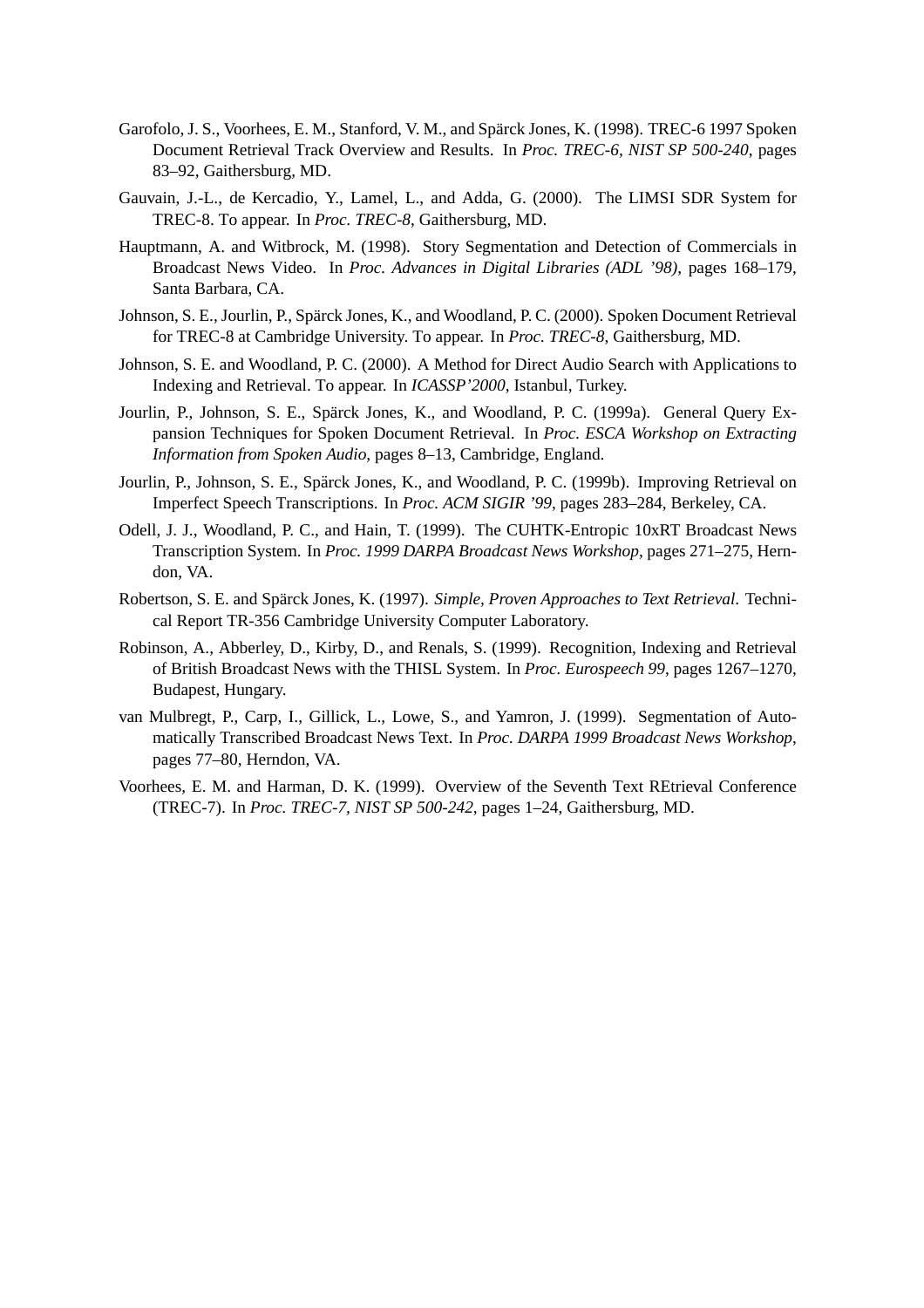Garofolo, J. S., Voorhees, E. M., Stanford, V. M., and Spärck Jones, K. (1998). TREC-6 1997 Spoken Document Retrieval Track Overview and Results. In *Proc. TREC-6, NIST SP 500-240*, pages 83–92, Gaithersburg, MD.

Gauvain, J.-L., de Kercadio, Y., Lamel, L., and Adda, G. (2000). The LIMSI SDR System for TREC-8. To appear. In *Proc. TREC-8*, Gaithersburg, MD.

Hauptmann, A. and Witbrock, M. (1998). Story Segmentation and Detection of Commercials in Broadcast News Video. In *Proc. Advances in Digital Libraries (ADL '98)*, pages 168–179, Santa Barbara, CA.

Johnson, S. E., Jourlin, P., Spärck Jones, K., and Woodland, P. C. (2000). Spoken Document Retrieval for TREC-8 at Cambridge University. To appear. In *Proc. TREC-8*, Gaithersburg, MD.

Johnson, S. E. and Woodland, P. C. (2000). A Method for Direct Audio Search with Applications to Indexing and Retrieval. To appear. In *ICASSP'2000*, Istanbul, Turkey.

Jourlin, P., Johnson, S. E., Spärck Jones, K., and Woodland, P. C. (1999a). General Query Expansion Techniques for Spoken Document Retrieval. In *Proc. ESCA Workshop on Extracting Information from Spoken Audio*, pages 8–13, Cambridge, England.

Jourlin, P., Johnson, S. E., Spärck Jones, K., and Woodland, P. C. (1999b). Improving Retrieval on Imperfect Speech Transcriptions. In *Proc. ACM SIGIR '99*, pages 283–284, Berkeley, CA.

Odell, J. J., Woodland, P. C., and Hain, T. (1999). The CUHTK-Entropic 10xRT Broadcast News Transcription System. In *Proc. 1999 DARPA Broadcast News Workshop*, pages 271–275, Herndon, VA.

Robertson, S. E. and Spärck Jones, K. (1997). *Simple, Proven Approaches to Text Retrieval*. Technical Report TR-356 Cambridge University Computer Laboratory.

Robinson, A., Abberley, D., Kirby, D., and Renals, S. (1999). Recognition, Indexing and Retrieval of British Broadcast News with the THISL System. In *Proc. Eurospeech 99*, pages 1267–1270, Budapest, Hungary.

van Mulbregt, P., Carp, I., Gillick, L., Lowe, S., and Yamron, J. (1999). Segmentation of Automatically Transcribed Broadcast News Text. In *Proc. DARPA 1999 Broadcast News Workshop*, pages 77–80, Herndon, VA.

Voorhees, E. M. and Harman, D. K. (1999). Overview of the Seventh Text REtrieval Conference (TREC-7). In *Proc. TREC-7, NIST SP 500-242*, pages 1–24, Gaithersburg, MD.